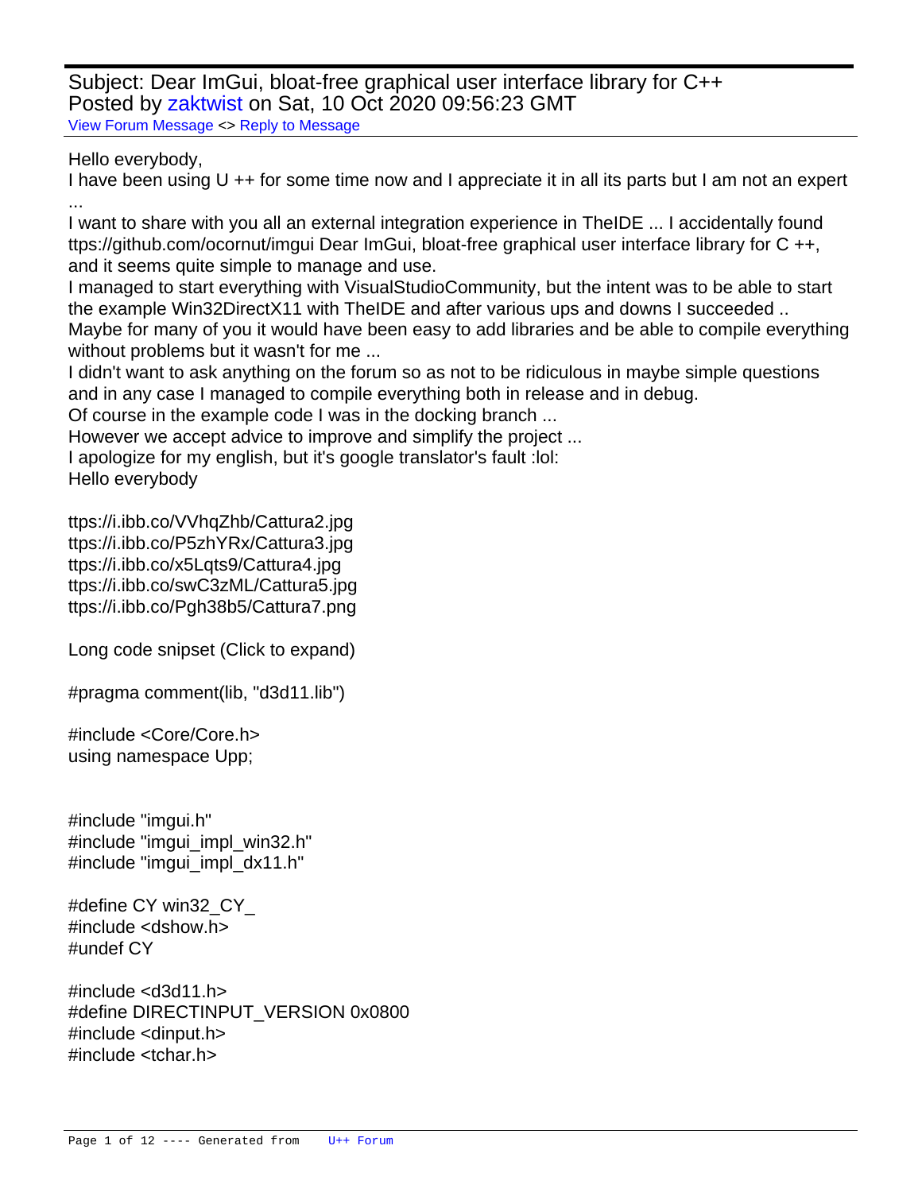Subject: Dear ImGui, bloat-free graphical user interface library for C++
Posted by zaktwist on Sat, 10 Oct 2020 09:56:23 GMT
View Forum Message <> Reply to Message

Hello everybody,
I have been using U ++ for some time now and I appreciate it in all its parts but I am not an expert ...
I want to share with you all an external integration experience in TheIDE ... I accidentally found ttps://github.com/ocornut/imgui Dear ImGui, bloat-free graphical user interface library for C ++, and it seems quite simple to manage and use.
I managed to start everything with VisualStudioCommunity, but the intent was to be able to start the example Win32DirectX11 with TheIDE and after various ups and downs I succeeded ..
Maybe for many of you it would have been easy to add libraries and be able to compile everything without problems but it wasn't for me ...
I didn't want to ask anything on the forum so as not to be ridiculous in maybe simple questions and in any case I managed to compile everything both in release and in debug.
Of course in the example code I was in the docking branch ...
However we accept advice to improve and simplify the project ...
I apologize for my english, but it's google translator's fault :lol:
Hello everybody

ttps://i.ibb.co/VVhqZhb/Cattura2.jpg
ttps://i.ibb.co/P5zhYRx/Cattura3.jpg
ttps://i.ibb.co/x5Lqts9/Cattura4.jpg
ttps://i.ibb.co/swC3zML/Cattura5.jpg
ttps://i.ibb.co/Pgh38b5/Cattura7.png

Long code snipset (Click to expand)

```
#pragma comment(lib, "d3d11.lib")

#include <Core/Core.h>
using namespace Upp;


#include "imgui.h"
#include "imgui_impl_win32.h"
#include "imgui_impl_dx11.h"

#define CY win32_CY_
#include <dshow.h>
#undef CY

#include <d3d11.h>
#define DIRECTINPUT_VERSION 0x0800
#include <dinput.h>
#include <tchar.h>
```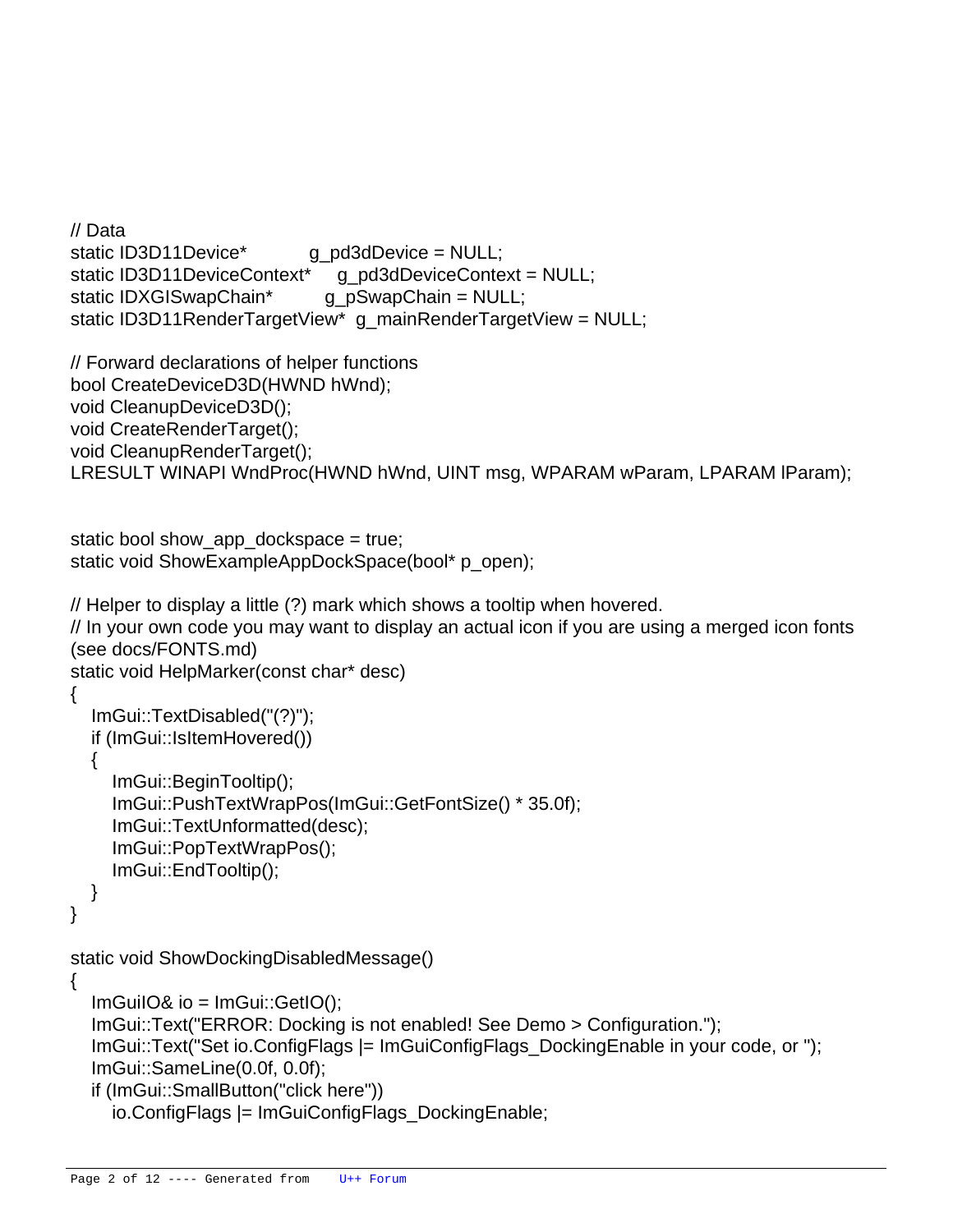```
// Data
static ID3D11Device*          g_pd3dDevice = NULL;
static ID3D11DeviceContext*   g_pd3dDeviceContext = NULL;
static IDXGISwapChain*        g_pSwapChain = NULL;
static ID3D11RenderTargetView*  g_mainRenderTargetView = NULL;

// Forward declarations of helper functions
bool CreateDeviceD3D(HWND hWnd);
void CleanupDeviceD3D();
void CreateRenderTarget();
void CleanupRenderTarget();
LRESULT WINAPI WndProc(HWND hWnd, UINT msg, WPARAM wParam, LPARAM lParam);


static bool show_app_dockspace = true;
static void ShowExampleAppDockSpace(bool* p_open);

// Helper to display a little (?) mark which shows a tooltip when hovered.
// In your own code you may want to display an actual icon if you are using a merged icon fonts
(see docs/FONTS.md)
static void HelpMarker(const char* desc)
{
   ImGui::TextDisabled("(?)");
   if (ImGui::IsItemHovered())
   {
      ImGui::BeginTooltip();
      ImGui::PushTextWrapPos(ImGui::GetFontSize() * 35.0f);
      ImGui::TextUnformatted(desc);
      ImGui::PopTextWrapPos();
      ImGui::EndTooltip();
   }
}

static void ShowDockingDisabledMessage()
{
   ImGuiIO& io = ImGui::GetIO();
   ImGui::Text("ERROR: Docking is not enabled! See Demo > Configuration.");
   ImGui::Text("Set io.ConfigFlags |= ImGuiConfigFlags_DockingEnable in your code, or ");
   ImGui::SameLine(0.0f, 0.0f);
   if (ImGui::SmallButton("click here"))
      io.ConfigFlags |= ImGuiConfigFlags_DockingEnable;
```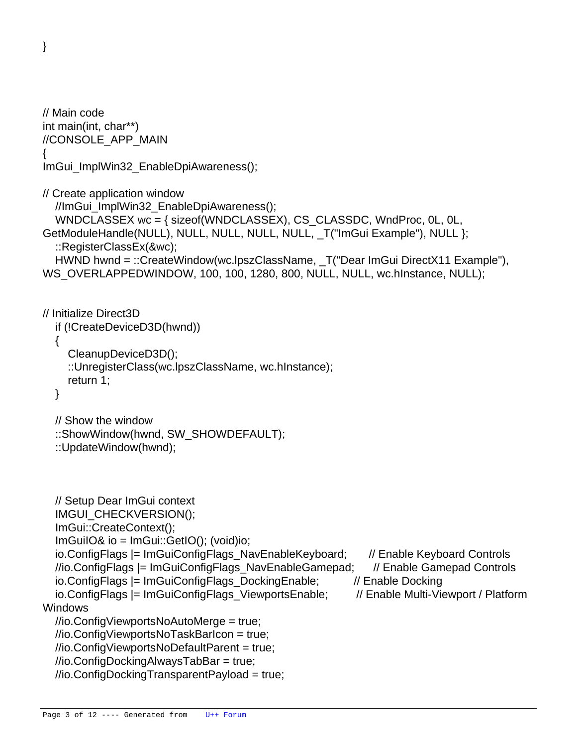```
}



// Main code
int main(int, char**)
//CONSOLE_APP_MAIN
{
ImGui_ImplWin32_EnableDpiAwareness();

// Create application window
   //ImGui_ImplWin32_EnableDpiAwareness();
   WNDCLASSEX wc = { sizeof(WNDCLASSEX), CS_CLASSDC, WndProc, 0L, 0L,
GetModuleHandle(NULL), NULL, NULL, NULL, NULL, _T("ImGui Example"), NULL };
   ::RegisterClassEx(&wc);
   HWND hwnd = ::CreateWindow(wc.lpszClassName, _T("Dear ImGui DirectX11 Example"),
WS_OVERLAPPEDWINDOW, 100, 100, 1280, 800, NULL, NULL, wc.hInstance, NULL);


// Initialize Direct3D
   if (!CreateDeviceD3D(hwnd))
   {
      CleanupDeviceD3D();
      ::UnregisterClass(wc.lpszClassName, wc.hInstance);
      return 1;
   }

   // Show the window
   ::ShowWindow(hwnd, SW_SHOWDEFAULT);
   ::UpdateWindow(hwnd);



   // Setup Dear ImGui context
   IMGUI_CHECKVERSION();
   ImGui::CreateContext();
   ImGuiIO& io = ImGui::GetIO(); (void)io;
   io.ConfigFlags |= ImGuiConfigFlags_NavEnableKeyboard;       // Enable Keyboard Controls
   //io.ConfigFlags |= ImGuiConfigFlags_NavEnableGamepad;      // Enable Gamepad Controls
   io.ConfigFlags |= ImGuiConfigFlags_DockingEnable;         // Enable Docking
   io.ConfigFlags |= ImGuiConfigFlags_ViewportsEnable;        // Enable Multi-Viewport / Platform
Windows
   //io.ConfigViewportsNoAutoMerge = true;
   //io.ConfigViewportsNoTaskBarIcon = true;
   //io.ConfigViewportsNoDefaultParent = true;
   //io.ConfigDockingAlwaysTabBar = true;
   //io.ConfigDockingTransparentPayload = true;
```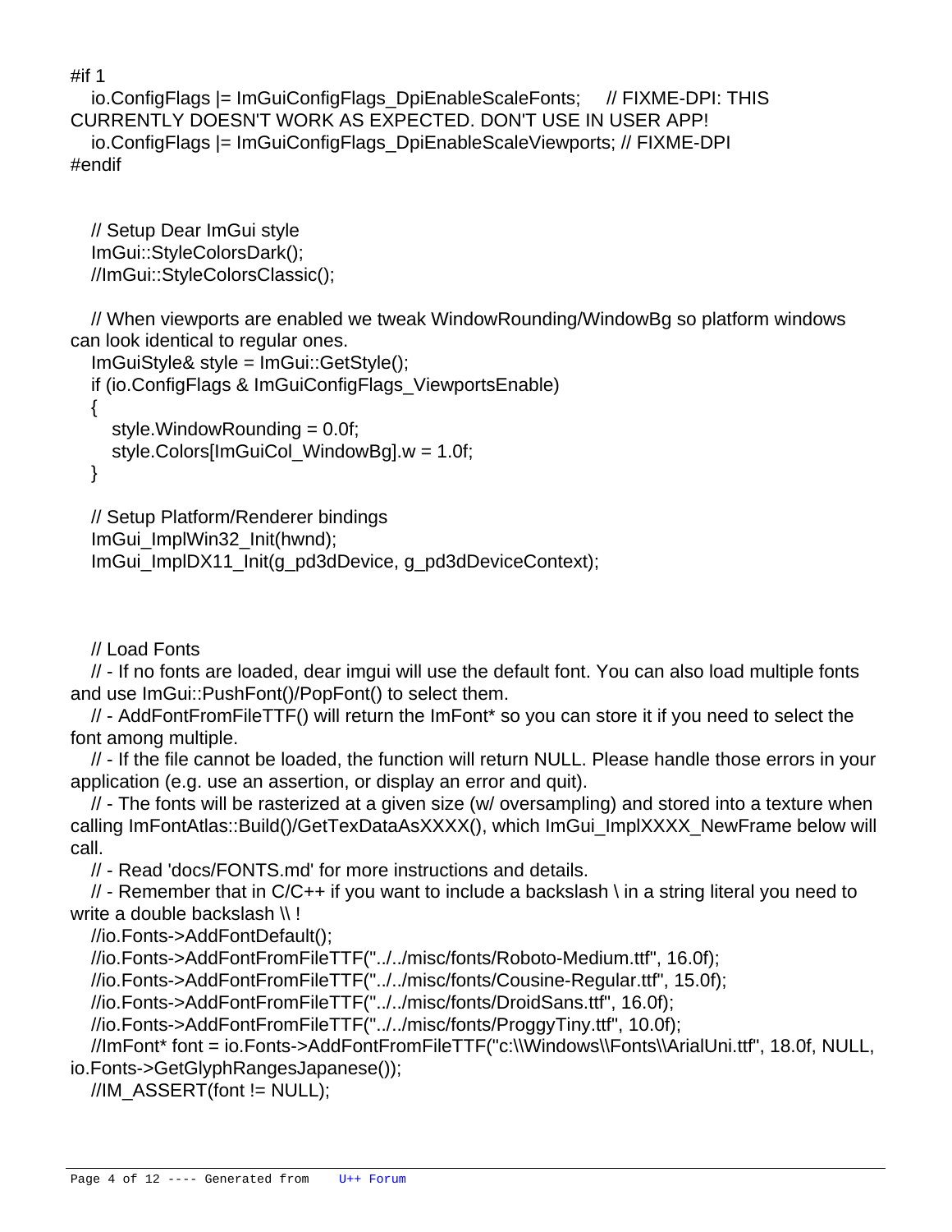```
#if 1
    io.ConfigFlags |= ImGuiConfigFlags_DpiEnableScaleFonts;     // FIXME-DPI: THIS CURRENTLY DOESN'T WORK AS EXPECTED. DON'T USE IN USER APP!
    io.ConfigFlags |= ImGuiConfigFlags_DpiEnableScaleViewports; // FIXME-DPI
#endif


    // Setup Dear ImGui style
    ImGui::StyleColorsDark();
    //ImGui::StyleColorsClassic();

    // When viewports are enabled we tweak WindowRounding/WindowBg so platform windows can look identical to regular ones.
    ImGuiStyle& style = ImGui::GetStyle();
    if (io.ConfigFlags & ImGuiConfigFlags_ViewportsEnable)
    {
        style.WindowRounding = 0.0f;
        style.Colors[ImGuiCol_WindowBg].w = 1.0f;
    }

    // Setup Platform/Renderer bindings
    ImGui_ImplWin32_Init(hwnd);
    ImGui_ImplDX11_Init(g_pd3dDevice, g_pd3dDeviceContext);



    // Load Fonts
    // - If no fonts are loaded, dear imgui will use the default font. You can also load multiple fonts and use ImGui::PushFont()/PopFont() to select them.
    // - AddFontFromFileTTF() will return the ImFont* so you can store it if you need to select the font among multiple.
    // - If the file cannot be loaded, the function will return NULL. Please handle those errors in your application (e.g. use an assertion, or display an error and quit).
    // - The fonts will be rasterized at a given size (w/ oversampling) and stored into a texture when calling ImFontAtlas::Build()/GetTexDataAsXXXX(), which ImGui_ImplXXXX_NewFrame below will call.
    // - Read 'docs/FONTS.md' for more instructions and details.
    // - Remember that in C/C++ if you want to include a backslash \ in a string literal you need to write a double backslash \\ !
    //io.Fonts->AddFontDefault();
    //io.Fonts->AddFontFromFileTTF("../../misc/fonts/Roboto-Medium.ttf", 16.0f);
    //io.Fonts->AddFontFromFileTTF("../../misc/fonts/Cousine-Regular.ttf", 15.0f);
    //io.Fonts->AddFontFromFileTTF("../../misc/fonts/DroidSans.ttf", 16.0f);
    //io.Fonts->AddFontFromFileTTF("../../misc/fonts/ProggyTiny.ttf", 10.0f);
    //ImFont* font = io.Fonts->AddFontFromFileTTF("c:\\Windows\\Fonts\\ArialUni.ttf", 18.0f, NULL, io.Fonts->GetGlyphRangesJapanese());
    //IM_ASSERT(font != NULL);
```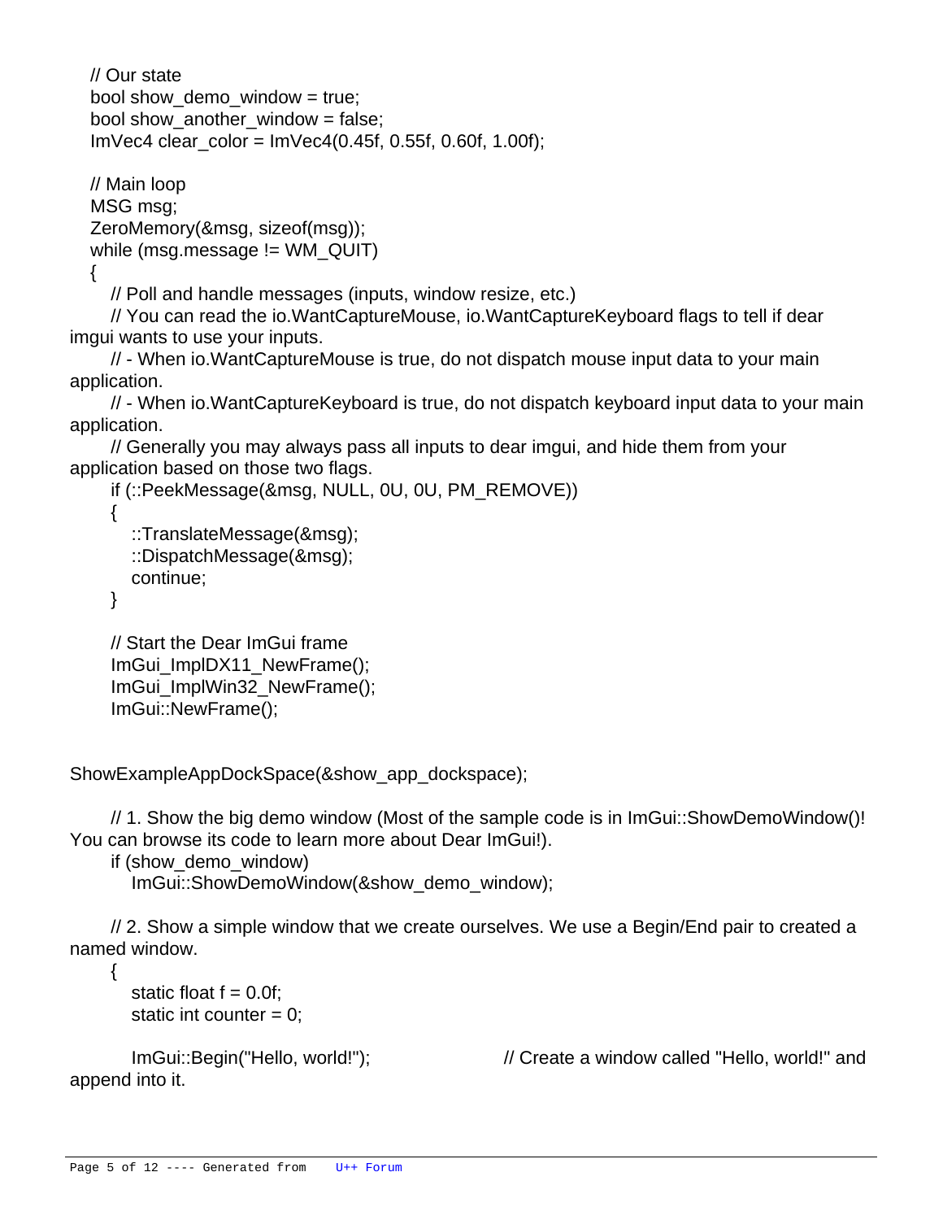```
    // Our state
    bool show_demo_window = true;
    bool show_another_window = false;
    ImVec4 clear_color = ImVec4(0.45f, 0.55f, 0.60f, 1.00f);

    // Main loop
    MSG msg;
    ZeroMemory(&msg, sizeof(msg));
    while (msg.message != WM_QUIT)
    {
        // Poll and handle messages (inputs, window resize, etc.)
        // You can read the io.WantCaptureMouse, io.WantCaptureKeyboard flags to tell if dear
imgui wants to use your inputs.
        // - When io.WantCaptureMouse is true, do not dispatch mouse input data to your main
application.
        // - When io.WantCaptureKeyboard is true, do not dispatch keyboard input data to your main
application.
        // Generally you may always pass all inputs to dear imgui, and hide them from your
application based on those two flags.
        if (::PeekMessage(&msg, NULL, 0U, 0U, PM_REMOVE))
        {
            ::TranslateMessage(&msg);
            ::DispatchMessage(&msg);
            continue;
        }

        // Start the Dear ImGui frame
        ImGui_ImplDX11_NewFrame();
        ImGui_ImplWin32_NewFrame();
        ImGui::NewFrame();


ShowExampleAppDockSpace(&show_app_dockspace);

        // 1. Show the big demo window (Most of the sample code is in ImGui::ShowDemoWindow()!
You can browse its code to learn more about Dear ImGui!).
        if (show_demo_window)
            ImGui::ShowDemoWindow(&show_demo_window);

        // 2. Show a simple window that we create ourselves. We use a Begin/End pair to created a
named window.
        {
            static float f = 0.0f;
            static int counter = 0;

            ImGui::Begin("Hello, world!");                          // Create a window called "Hello, world!" and
append into it.
```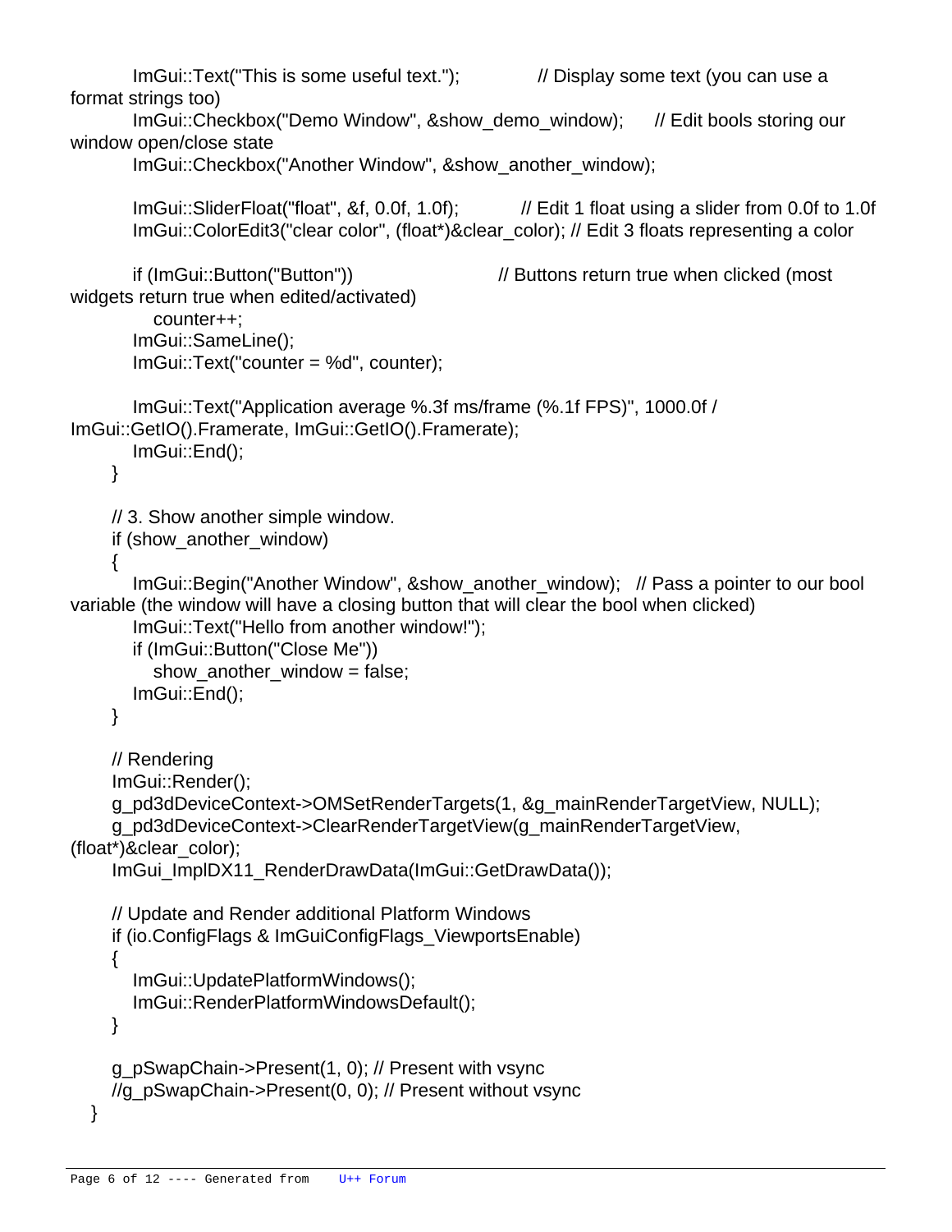```
        ImGui::Text("This is some useful text.");               // Display some text (you can use a format strings too)
        ImGui::Checkbox("Demo Window", &show_demo_window);      // Edit bools storing our window open/close state
        ImGui::Checkbox("Another Window", &show_another_window);

        ImGui::SliderFloat("float", &f, 0.0f, 1.0f);            // Edit 1 float using a slider from 0.0f to 1.0f
        ImGui::ColorEdit3("clear color", (float*)&clear_color); // Edit 3 floats representing a color

        if (ImGui::Button("Button"))                            // Buttons return true when clicked (most widgets return true when edited/activated)
            counter++;
        ImGui::SameLine();
        ImGui::Text("counter = %d", counter);

        ImGui::Text("Application average %.3f ms/frame (%.1f FPS)", 1000.0f / ImGui::GetIO().Framerate, ImGui::GetIO().Framerate);
        ImGui::End();
    }

    // 3. Show another simple window.
    if (show_another_window)
    {
        ImGui::Begin("Another Window", &show_another_window);   // Pass a pointer to our bool variable (the window will have a closing button that will clear the bool when clicked)
        ImGui::Text("Hello from another window!");
        if (ImGui::Button("Close Me"))
            show_another_window = false;
        ImGui::End();
    }

    // Rendering
    ImGui::Render();
    g_pd3dDeviceContext->OMSetRenderTargets(1, &g_mainRenderTargetView, NULL);
    g_pd3dDeviceContext->ClearRenderTargetView(g_mainRenderTargetView, (float*)&clear_color);
    ImGui_ImplDX11_RenderDrawData(ImGui::GetDrawData());

    // Update and Render additional Platform Windows
    if (io.ConfigFlags & ImGuiConfigFlags_ViewportsEnable)
    {
        ImGui::UpdatePlatformWindows();
        ImGui::RenderPlatformWindowsDefault();
    }

    g_pSwapChain->Present(1, 0); // Present with vsync
    //g_pSwapChain->Present(0, 0); // Present without vsync
  }
```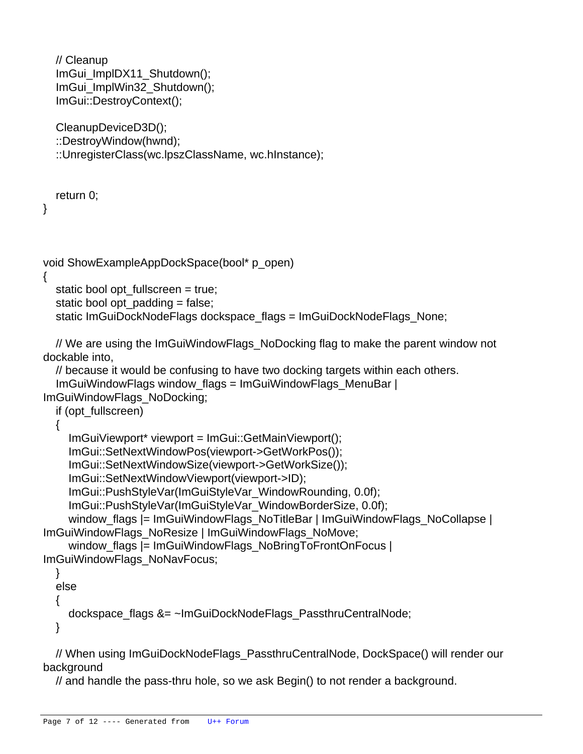```
    // Cleanup
    ImGui_ImplDX11_Shutdown();
    ImGui_ImplWin32_Shutdown();
    ImGui::DestroyContext();

    CleanupDeviceD3D();
    ::DestroyWindow(hwnd);
    ::UnregisterClass(wc.lpszClassName, wc.hInstance);


    return 0;
}



void ShowExampleAppDockSpace(bool* p_open)
{
    static bool opt_fullscreen = true;
    static bool opt_padding = false;
    static ImGuiDockNodeFlags dockspace_flags = ImGuiDockNodeFlags_None;

    // We are using the ImGuiWindowFlags_NoDocking flag to make the parent window not
dockable into,
    // because it would be confusing to have two docking targets within each others.
    ImGuiWindowFlags window_flags = ImGuiWindowFlags_MenuBar |
ImGuiWindowFlags_NoDocking;
    if (opt_fullscreen)
    {
        ImGuiViewport* viewport = ImGui::GetMainViewport();
        ImGui::SetNextWindowPos(viewport->GetWorkPos());
        ImGui::SetNextWindowSize(viewport->GetWorkSize());
        ImGui::SetNextWindowViewport(viewport->ID);
        ImGui::PushStyleVar(ImGuiStyleVar_WindowRounding, 0.0f);
        ImGui::PushStyleVar(ImGuiStyleVar_WindowBorderSize, 0.0f);
        window_flags |= ImGuiWindowFlags_NoTitleBar | ImGuiWindowFlags_NoCollapse |
ImGuiWindowFlags_NoResize | ImGuiWindowFlags_NoMove;
        window_flags |= ImGuiWindowFlags_NoBringToFrontOnFocus |
ImGuiWindowFlags_NoNavFocus;
    }
    else
    {
        dockspace_flags &= ~ImGuiDockNodeFlags_PassthruCentralNode;
    }

    // When using ImGuiDockNodeFlags_PassthruCentralNode, DockSpace() will render our
background
    // and handle the pass-thru hole, so we ask Begin() to not render a background.
```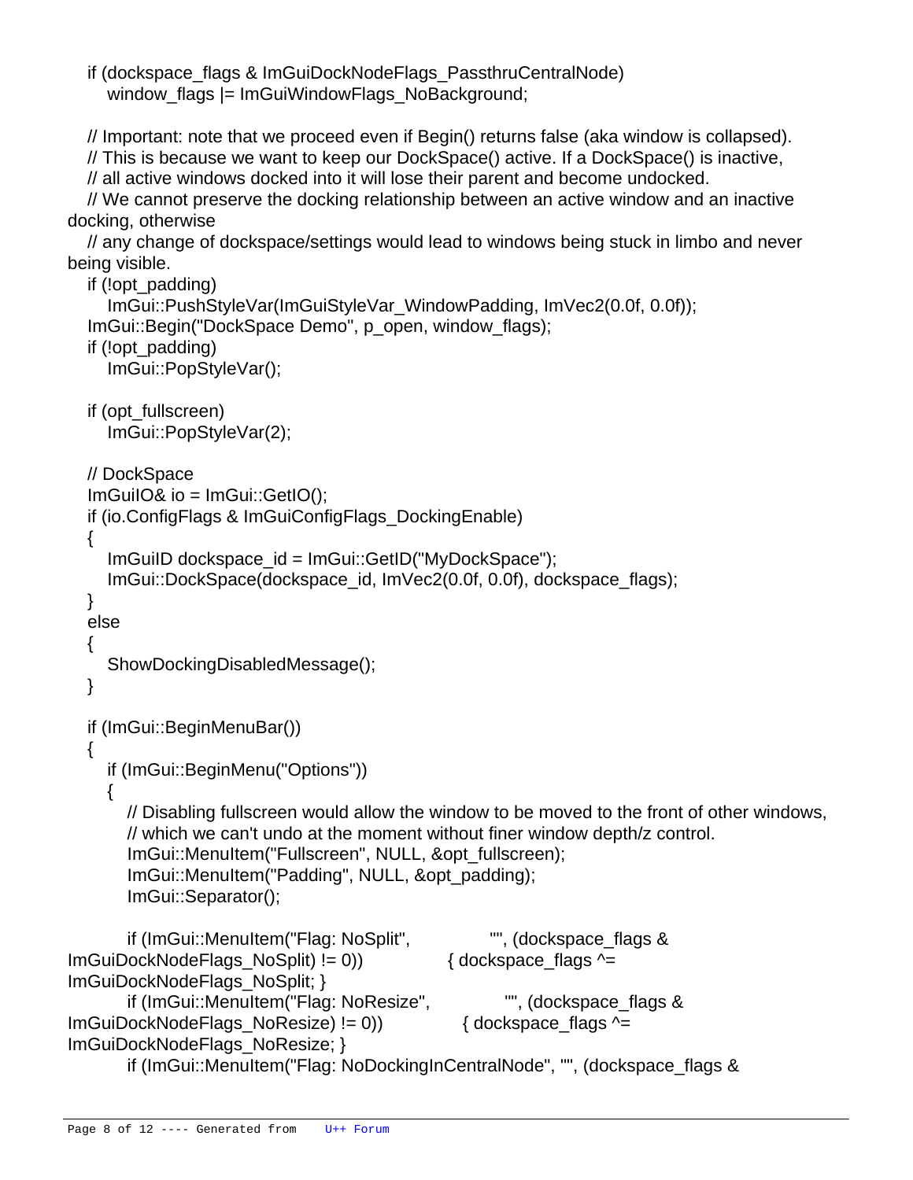```
    if (dockspace_flags & ImGuiDockNodeFlags_PassthruCentralNode)
        window_flags |= ImGuiWindowFlags_NoBackground;

    // Important: note that we proceed even if Begin() returns false (aka window is collapsed).
    // This is because we want to keep our DockSpace() active. If a DockSpace() is inactive,
    // all active windows docked into it will lose their parent and become undocked.
    // We cannot preserve the docking relationship between an active window and an inactive docking, otherwise
    // any change of dockspace/settings would lead to windows being stuck in limbo and never being visible.
    if (!opt_padding)
        ImGui::PushStyleVar(ImGuiStyleVar_WindowPadding, ImVec2(0.0f, 0.0f));
    ImGui::Begin("DockSpace Demo", p_open, window_flags);
    if (!opt_padding)
        ImGui::PopStyleVar();

    if (opt_fullscreen)
        ImGui::PopStyleVar(2);

    // DockSpace
    ImGuiIO& io = ImGui::GetIO();
    if (io.ConfigFlags & ImGuiConfigFlags_DockingEnable)
    {
        ImGuiID dockspace_id = ImGui::GetID("MyDockSpace");
        ImGui::DockSpace(dockspace_id, ImVec2(0.0f, 0.0f), dockspace_flags);
    }
    else
    {
        ShowDockingDisabledMessage();
    }

    if (ImGui::BeginMenuBar())
    {
        if (ImGui::BeginMenu("Options"))
        {
            // Disabling fullscreen would allow the window to be moved to the front of other windows,
            // which we can't undo at the moment without finer window depth/z control.
            ImGui::MenuItem("Fullscreen", NULL, &opt_fullscreen);
            ImGui::MenuItem("Padding", NULL, &opt_padding);
            ImGui::Separator();

            if (ImGui::MenuItem("Flag: NoSplit",                "", (dockspace_flags & ImGuiDockNodeFlags_NoSplit) != 0))                 { dockspace_flags ^= ImGuiDockNodeFlags_NoSplit; }
            if (ImGui::MenuItem("Flag: NoResize",               "", (dockspace_flags & ImGuiDockNodeFlags_NoResize) != 0))                { dockspace_flags ^= ImGuiDockNodeFlags_NoResize; }
            if (ImGui::MenuItem("Flag: NoDockingInCentralNode", "", (dockspace_flags &
```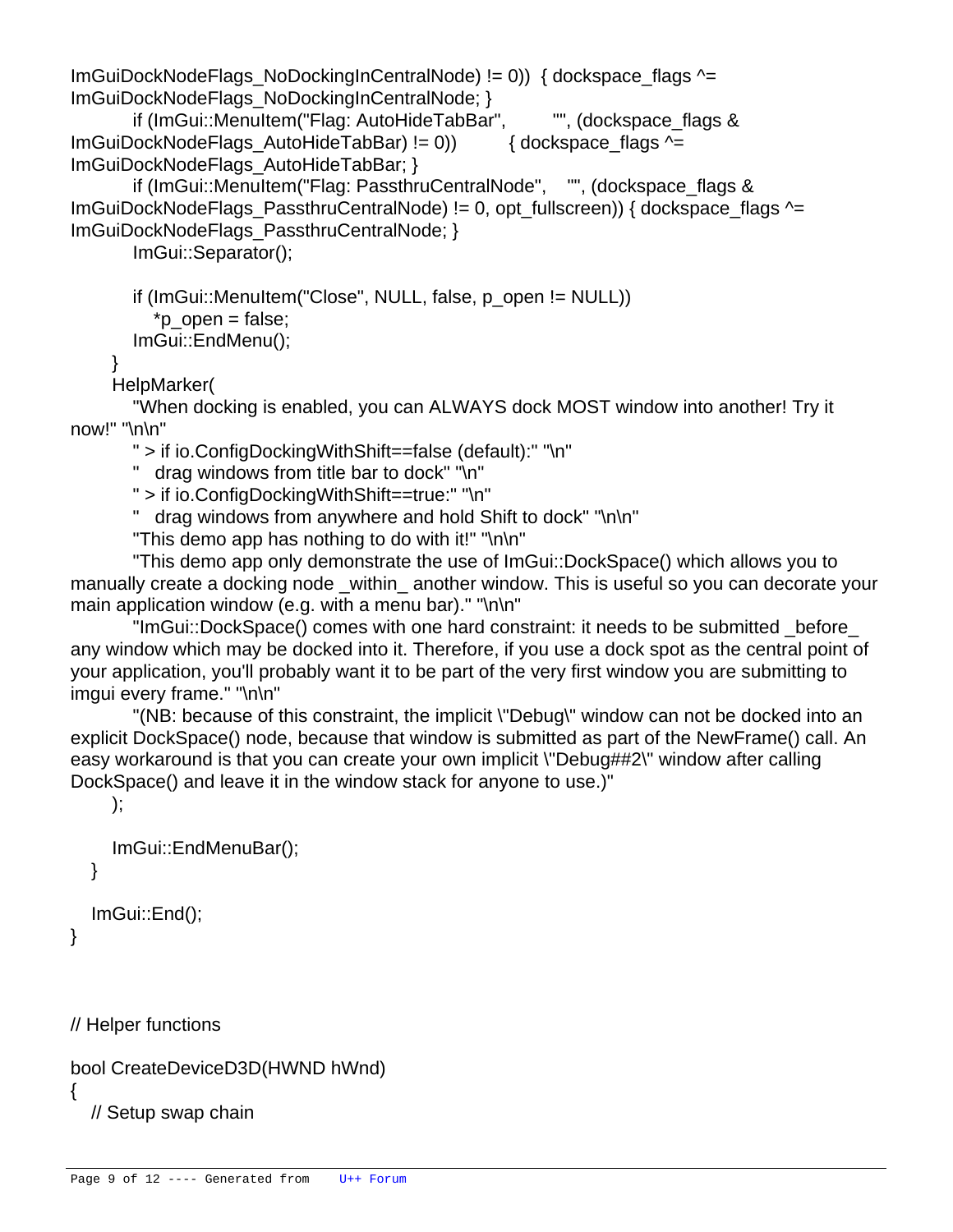```
ImGuiDockNodeFlags_NoDockingInCentralNode) != 0))  { dockspace_flags ^=
ImGuiDockNodeFlags_NoDockingInCentralNode; }
        if (ImGui::MenuItem("Flag: AutoHideTabBar",         "", (dockspace_flags &
ImGuiDockNodeFlags_AutoHideTabBar) != 0))         { dockspace_flags ^=
ImGuiDockNodeFlags_AutoHideTabBar; }
        if (ImGui::MenuItem("Flag: PassthruCentralNode",    "", (dockspace_flags &
ImGuiDockNodeFlags_PassthruCentralNode) != 0, opt_fullscreen)) { dockspace_flags ^=
ImGuiDockNodeFlags_PassthruCentralNode; }
        ImGui::Separator();

        if (ImGui::MenuItem("Close", NULL, false, p_open != NULL))
            *p_open = false;
        ImGui::EndMenu();
    }
    HelpMarker(
        "When docking is enabled, you can ALWAYS dock MOST window into another! Try it
now!" "\n\n"
        " > if io.ConfigDockingWithShift==false (default):" "\n"
        "   drag windows from title bar to dock" "\n"
        " > if io.ConfigDockingWithShift==true:" "\n"
        "   drag windows from anywhere and hold Shift to dock" "\n\n"
        "This demo app has nothing to do with it!" "\n\n"
        "This demo app only demonstrate the use of ImGui::DockSpace() which allows you to
manually create a docking node _within_ another window. This is useful so you can decorate your
main application window (e.g. with a menu bar)." "\n\n"
        "ImGui::DockSpace() comes with one hard constraint: it needs to be submitted _before_
any window which may be docked into it. Therefore, if you use a dock spot as the central point of
your application, you'll probably want it to be part of the very first window you are submitting to
imgui every frame." "\n\n"
        "(NB: because of this constraint, the implicit \"Debug\" window can not be docked into an
explicit DockSpace() node, because that window is submitted as part of the NewFrame() call. An
easy workaround is that you can create your own implicit \"Debug##2\" window after calling
DockSpace() and leave it in the window stack for anyone to use.)"
    );

    ImGui::EndMenuBar();
  }

  ImGui::End();
}



// Helper functions

bool CreateDeviceD3D(HWND hWnd)
{
  // Setup swap chain
```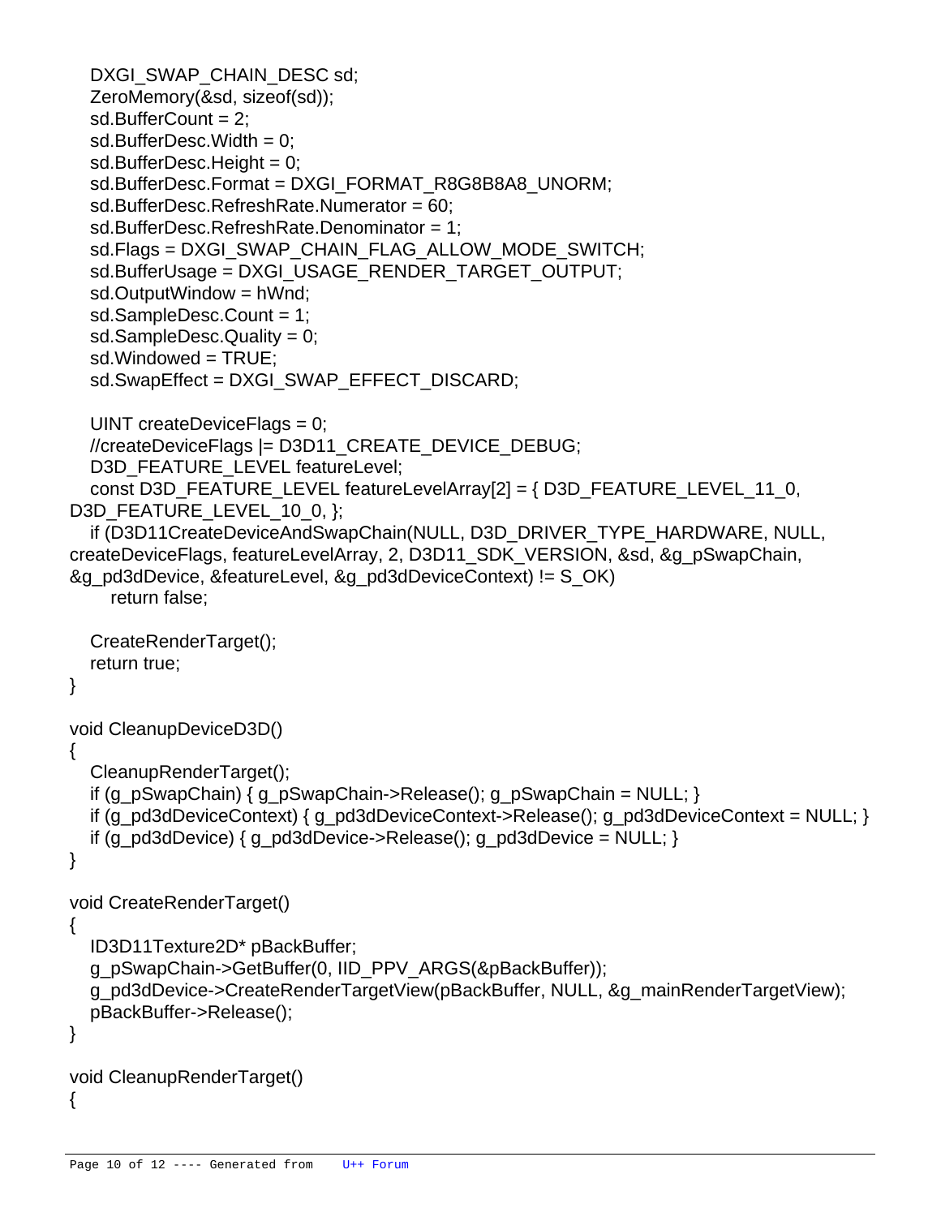```
    DXGI_SWAP_CHAIN_DESC sd;
    ZeroMemory(&sd, sizeof(sd));
    sd.BufferCount = 2;
    sd.BufferDesc.Width = 0;
    sd.BufferDesc.Height = 0;
    sd.BufferDesc.Format = DXGI_FORMAT_R8G8B8A8_UNORM;
    sd.BufferDesc.RefreshRate.Numerator = 60;
    sd.BufferDesc.RefreshRate.Denominator = 1;
    sd.Flags = DXGI_SWAP_CHAIN_FLAG_ALLOW_MODE_SWITCH;
    sd.BufferUsage = DXGI_USAGE_RENDER_TARGET_OUTPUT;
    sd.OutputWindow = hWnd;
    sd.SampleDesc.Count = 1;
    sd.SampleDesc.Quality = 0;
    sd.Windowed = TRUE;
    sd.SwapEffect = DXGI_SWAP_EFFECT_DISCARD;

    UINT createDeviceFlags = 0;
    //createDeviceFlags |= D3D11_CREATE_DEVICE_DEBUG;
    D3D_FEATURE_LEVEL featureLevel;
    const D3D_FEATURE_LEVEL featureLevelArray[2] = { D3D_FEATURE_LEVEL_11_0,
D3D_FEATURE_LEVEL_10_0, };
    if (D3D11CreateDeviceAndSwapChain(NULL, D3D_DRIVER_TYPE_HARDWARE, NULL,
createDeviceFlags, featureLevelArray, 2, D3D11_SDK_VERSION, &sd, &g_pSwapChain,
&g_pd3dDevice, &featureLevel, &g_pd3dDeviceContext) != S_OK)
        return false;

    CreateRenderTarget();
    return true;
}

void CleanupDeviceD3D()
{
    CleanupRenderTarget();
    if (g_pSwapChain) { g_pSwapChain->Release(); g_pSwapChain = NULL; }
    if (g_pd3dDeviceContext) { g_pd3dDeviceContext->Release(); g_pd3dDeviceContext = NULL; }
    if (g_pd3dDevice) { g_pd3dDevice->Release(); g_pd3dDevice = NULL; }
}

void CreateRenderTarget()
{
    ID3D11Texture2D* pBackBuffer;
    g_pSwapChain->GetBuffer(0, IID_PPV_ARGS(&pBackBuffer));
    g_pd3dDevice->CreateRenderTargetView(pBackBuffer, NULL, &g_mainRenderTargetView);
    pBackBuffer->Release();
}

void CleanupRenderTarget()
{
```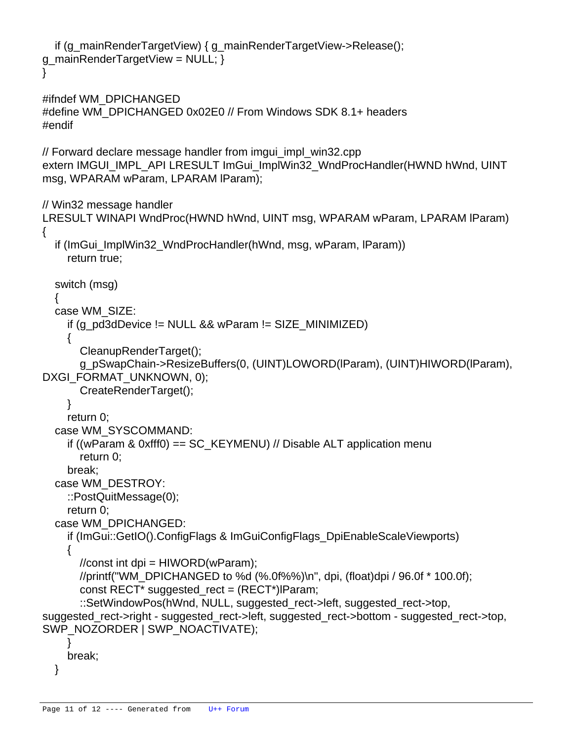```
    if (g_mainRenderTargetView) { g_mainRenderTargetView->Release();
g_mainRenderTargetView = NULL; }
}

#ifndef WM_DPICHANGED
#define WM_DPICHANGED 0x02E0 // From Windows SDK 8.1+ headers
#endif

// Forward declare message handler from imgui_impl_win32.cpp
extern IMGUI_IMPL_API LRESULT ImGui_ImplWin32_WndProcHandler(HWND hWnd, UINT
msg, WPARAM wParam, LPARAM lParam);

// Win32 message handler
LRESULT WINAPI WndProc(HWND hWnd, UINT msg, WPARAM wParam, LPARAM lParam)
{
    if (ImGui_ImplWin32_WndProcHandler(hWnd, msg, wParam, lParam))
        return true;

    switch (msg)
    {
    case WM_SIZE:
        if (g_pd3dDevice != NULL && wParam != SIZE_MINIMIZED)
        {
            CleanupRenderTarget();
            g_pSwapChain->ResizeBuffers(0, (UINT)LOWORD(lParam), (UINT)HIWORD(lParam),
DXGI_FORMAT_UNKNOWN, 0);
            CreateRenderTarget();
        }
        return 0;
    case WM_SYSCOMMAND:
        if ((wParam & 0xfff0) == SC_KEYMENU) // Disable ALT application menu
            return 0;
        break;
    case WM_DESTROY:
        ::PostQuitMessage(0);
        return 0;
    case WM_DPICHANGED:
        if (ImGui::GetIO().ConfigFlags & ImGuiConfigFlags_DpiEnableScaleViewports)
        {
            //const int dpi = HIWORD(wParam);
            //printf("WM_DPICHANGED to %d (%.0f%%)\n", dpi, (float)dpi / 96.0f * 100.0f);
            const RECT* suggested_rect = (RECT*)lParam;
            ::SetWindowPos(hWnd, NULL, suggested_rect->left, suggested_rect->top,
suggested_rect->right - suggested_rect->left, suggested_rect->bottom - suggested_rect->top,
SWP_NOZORDER | SWP_NOACTIVATE);
        }
        break;
    }
```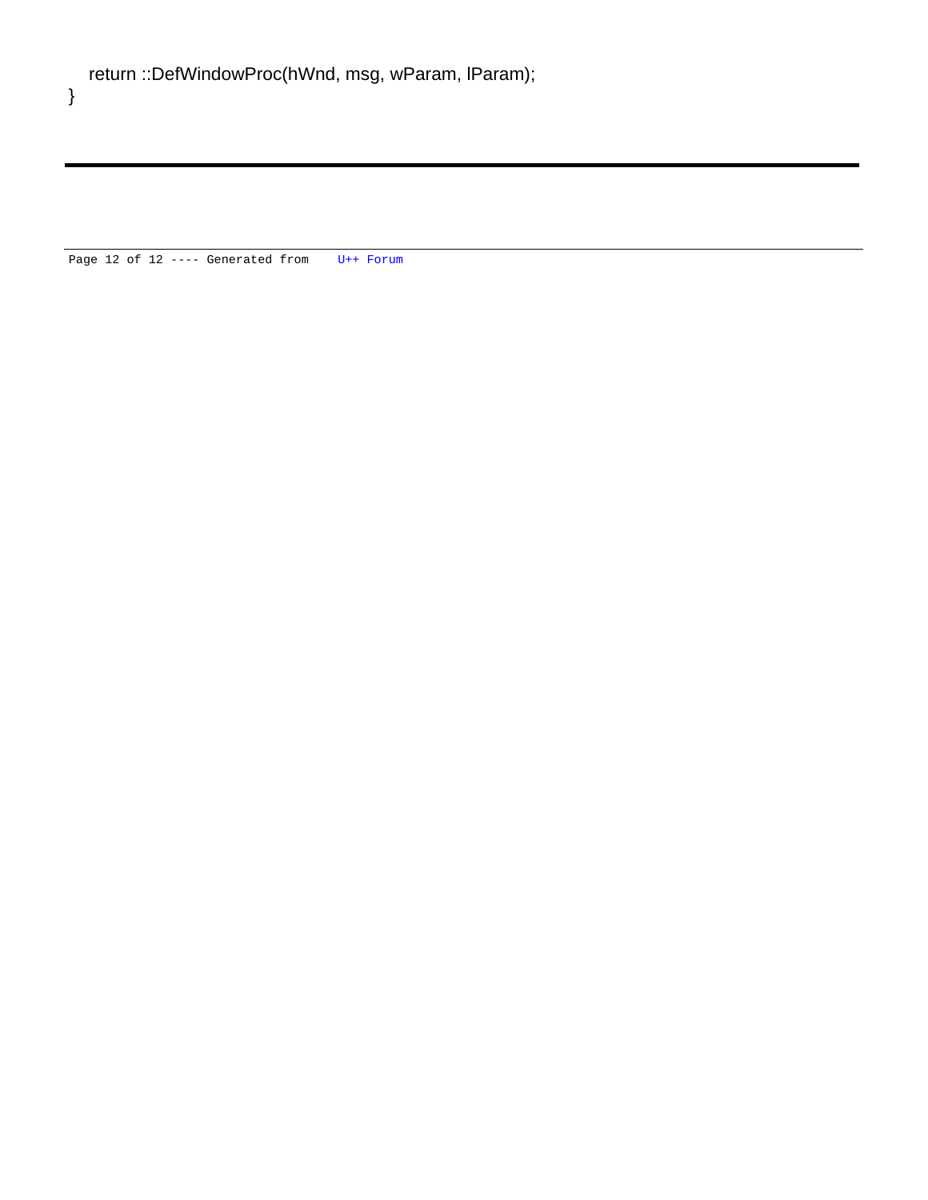```
   return ::DefWindowProc(hWnd, msg, wParam, lParam);
}
```

---